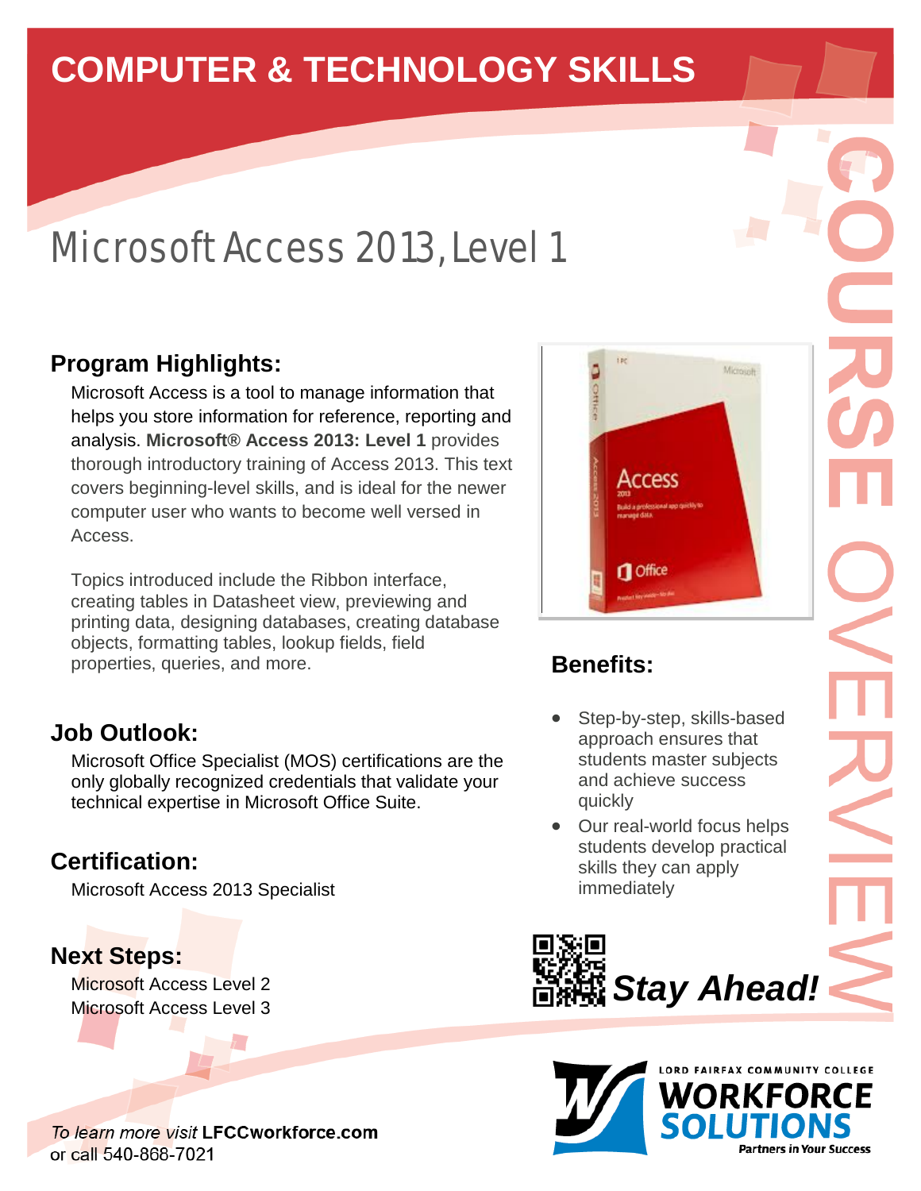# COMPUTER & TECHNOLOGY SKILLS

# Microsoft Access 2013, Level 1

COURSE OVERVIEW

## Program Highlights:

Microsoft Access is a tool to manage information that helps you store information for reference, reporting and analysis. **Microsoft® Access 2013: Level 1** provides thorough introductory training of Access 2013. This text covers beginning-level skills, and is ideal for the newer computer user who wants to become well versed in Access.

Topics introduced include the Ribbon interface, creating tables in Datasheet view, previewing and printing data, designing databases, creating database objects, formatting tables, lookup fields, field properties, queries, and more.

## Job Outlook:

Microsoft Office Specialist (MOS) certifications are the only globally recognized credentials that validate your technical expertise in Microsoft Office Suite.

## Certification:

Microsoft Access 2013 Specialist

## Next Steps:

Microsoft Access Level 2
Microsoft Access Level 3

## Benefits:

- Step-by-step, skills-based approach ensures that students master subjects and achieve success quickly
- Our real-world focus helps students develop practical skills they can apply immediately

***Stay Ahead!***

LORD FAIRFAX COMMUNITY COLLEGE
WORKFORCE SOLUTIONS
Partners in Your Success

*To learn more visit* **LFCCworkforce.com**
or call 540-868-7021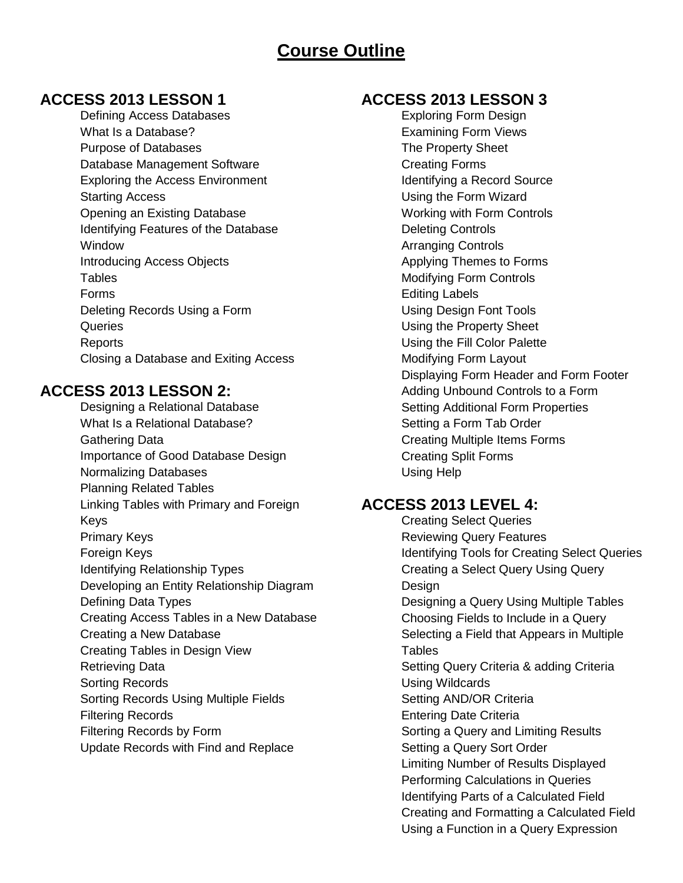# Course Outline

## ACCESS 2013 LESSON 1

Defining Access Databases
What Is a Database?
Purpose of Databases
Database Management Software
Exploring the Access Environment
Starting Access
Opening an Existing Database
Identifying Features of the Database Window
Introducing Access Objects
Tables
Forms
Deleting Records Using a Form
Queries
Reports
Closing a Database and Exiting Access

## ACCESS 2013 LESSON 2:

Designing a Relational Database
What Is a Relational Database?
Gathering Data
Importance of Good Database Design
Normalizing Databases
Planning Related Tables
Linking Tables with Primary and Foreign Keys
Primary Keys
Foreign Keys
Identifying Relationship Types
Developing an Entity Relationship Diagram
Defining Data Types
Creating Access Tables in a New Database
Creating a New Database
Creating Tables in Design View
Retrieving Data
Sorting Records
Sorting Records Using Multiple Fields
Filtering Records
Filtering Records by Form
Update Records with Find and Replace

## ACCESS 2013 LESSON 3

Exploring Form Design
Examining Form Views
The Property Sheet
Creating Forms
Identifying a Record Source
Using the Form Wizard
Working with Form Controls
Deleting Controls
Arranging Controls
Applying Themes to Forms
Modifying Form Controls
Editing Labels
Using Design Font Tools
Using the Property Sheet
Using the Fill Color Palette
Modifying Form Layout
Displaying Form Header and Form Footer
Adding Unbound Controls to a Form
Setting Additional Form Properties
Setting a Form Tab Order
Creating Multiple Items Forms
Creating Split Forms
Using Help

## ACCESS 2013 LEVEL 4:

Creating Select Queries
Reviewing Query Features
Identifying Tools for Creating Select Queries
Creating a Select Query Using Query Design
Designing a Query Using Multiple Tables
Choosing Fields to Include in a Query
Selecting a Field that Appears in Multiple Tables
Setting Query Criteria & adding Criteria
Using Wildcards
Setting AND/OR Criteria
Entering Date Criteria
Sorting a Query and Limiting Results
Setting a Query Sort Order
Limiting Number of Results Displayed
Performing Calculations in Queries
Identifying Parts of a Calculated Field
Creating and Formatting a Calculated Field
Using a Function in a Query Expression